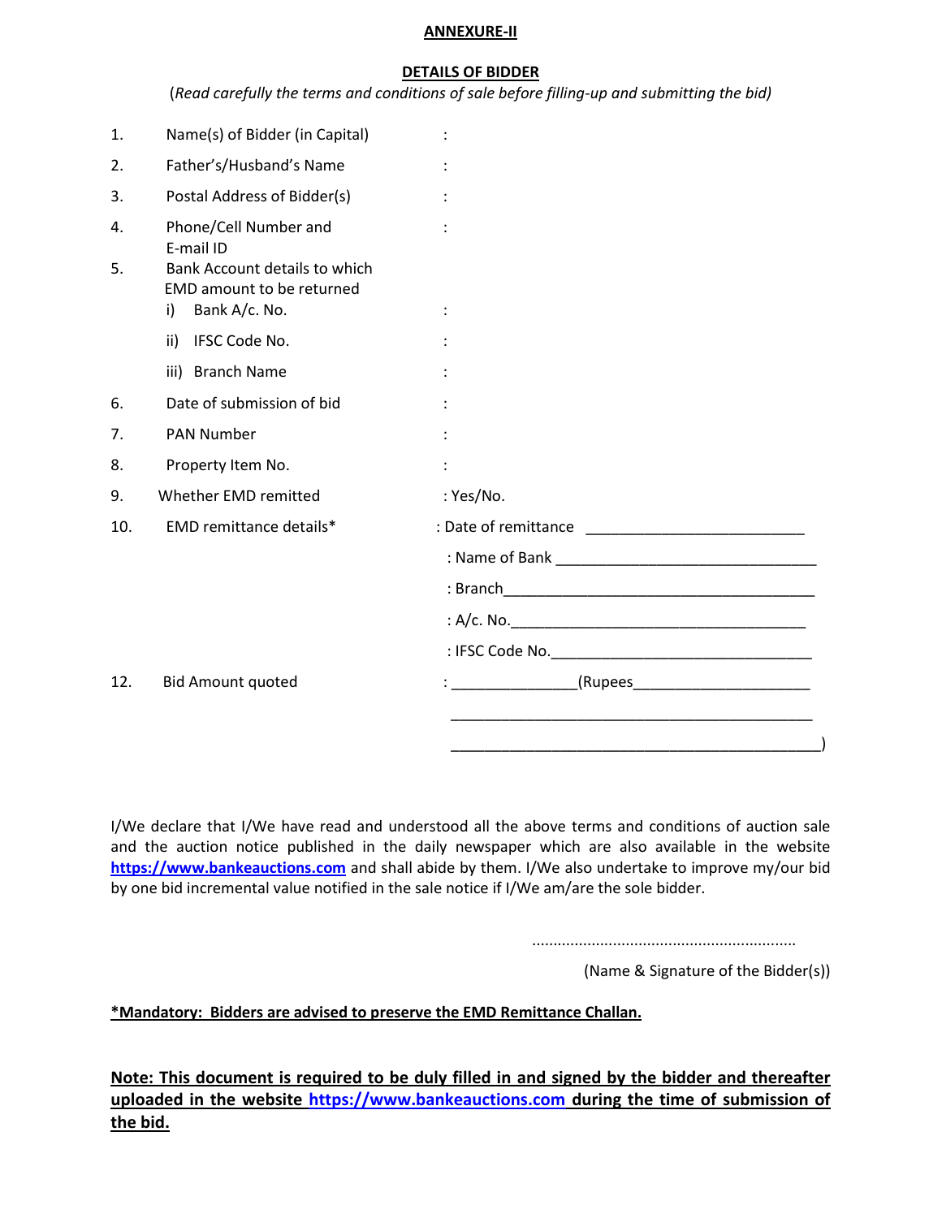**ANNEXURE-II**

**DETAILS OF BIDDER**

(*Read carefully the terms and conditions of sale before filling-up and submitting the bid)*

| | | |
|---|---|---|
| 1. | Name(s) of Bidder (in Capital) | : |
| 2. | Father's/Husband's Name | : |
| 3. | Postal Address of Bidder(s) | : |
| 4. | Phone/Cell Number and E-mail ID | : |
| 5. | Bank Account details to which EMD amount to be returned | |
| | i) Bank A/c. No. | : |
| | ii) IFSC Code No. | : |
| | iii) Branch Name | : |
| 6. | Date of submission of bid | : |
| 7. | PAN Number | : |
| 8. | Property Item No. | : |
| 9. | Whether EMD remitted | : Yes/No. |
| 10. | EMD remittance details* | : Date of remittance ___________________________ |
| | | : Name of Bank ________________________________ |
| | | : Branch_______________________________________ |
| | | : A/c. No._____________________________________ |
| | | : IFSC Code No.________________________________ |
| 12. | Bid Amount quoted | : _______________(Rupees______________________ ______________________________________________ ______________________________________________) |

I/We declare that I/We have read and understood all the above terms and conditions of auction sale and the auction notice published in the daily newspaper which are also available in the website https://www.bankeauctions.com and shall abide by them. I/We also undertake to improve my/our bid by one bid incremental value notified in the sale notice if I/We am/are the sole bidder.

.............................................................

(Name & Signature of the Bidder(s))

**\*Mandatory: Bidders are advised to preserve the EMD Remittance Challan.**

**Note: This document is required to be duly filled in and signed by the bidder and thereafter uploaded in the website https://www.bankeauctions.com during the time of submission of the bid.**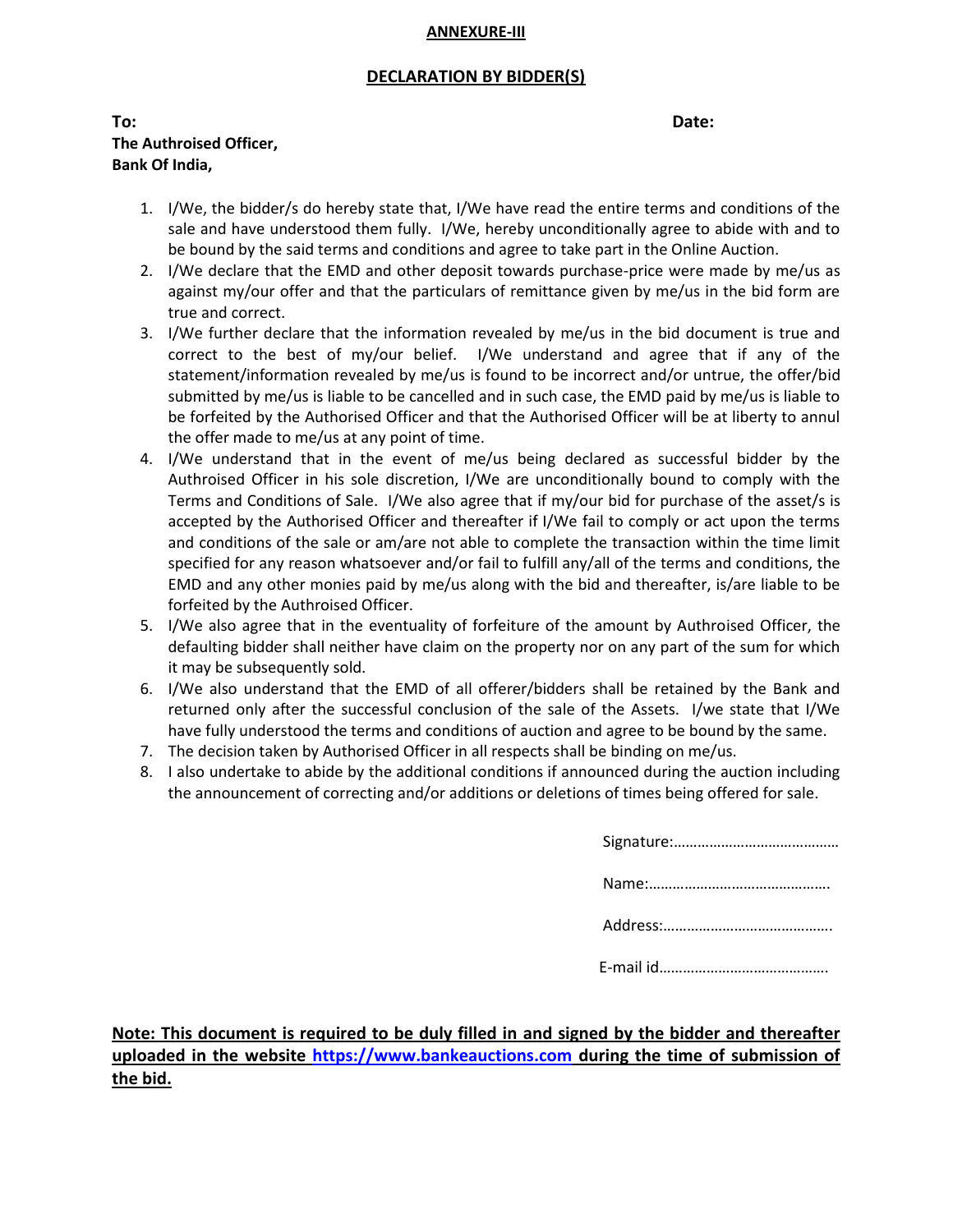**ANNEXURE-III**

**DECLARATION BY BIDDER(S)**

**To:** **Date:**

**The Authroised Officer,**
**Bank Of India,**

1. I/We, the bidder/s do hereby state that, I/We have read the entire terms and conditions of the sale and have understood them fully. I/We, hereby unconditionally agree to abide with and to be bound by the said terms and conditions and agree to take part in the Online Auction.
2. I/We declare that the EMD and other deposit towards purchase-price were made by me/us as against my/our offer and that the particulars of remittance given by me/us in the bid form are true and correct.
3. I/We further declare that the information revealed by me/us in the bid document is true and correct to the best of my/our belief. I/We understand and agree that if any of the statement/information revealed by me/us is found to be incorrect and/or untrue, the offer/bid submitted by me/us is liable to be cancelled and in such case, the EMD paid by me/us is liable to be forfeited by the Authorised Officer and that the Authorised Officer will be at liberty to annul the offer made to me/us at any point of time.
4. I/We understand that in the event of me/us being declared as successful bidder by the Authroised Officer in his sole discretion, I/We are unconditionally bound to comply with the Terms and Conditions of Sale. I/We also agree that if my/our bid for purchase of the asset/s is accepted by the Authorised Officer and thereafter if I/We fail to comply or act upon the terms and conditions of the sale or am/are not able to complete the transaction within the time limit specified for any reason whatsoever and/or fail to fulfill any/all of the terms and conditions, the EMD and any other monies paid by me/us along with the bid and thereafter, is/are liable to be forfeited by the Authroised Officer.
5. I/We also agree that in the eventuality of forfeiture of the amount by Authroised Officer, the defaulting bidder shall neither have claim on the property nor on any part of the sum for which it may be subsequently sold.
6. I/We also understand that the EMD of all offerer/bidders shall be retained by the Bank and returned only after the successful conclusion of the sale of the Assets. I/we state that I/We have fully understood the terms and conditions of auction and agree to be bound by the same.
7. The decision taken by Authorised Officer in all respects shall be binding on me/us.
8. I also undertake to abide by the additional conditions if announced during the auction including the announcement of correcting and/or additions or deletions of times being offered for sale.

Signature:……………………………………

Name:……………………………………….

Address:…………………………………….

E-mail id…………………………………….

**Note: This document is required to be duly filled in and signed by the bidder and thereafter uploaded in the website https://www.bankeauctions.com during the time of submission of the bid.**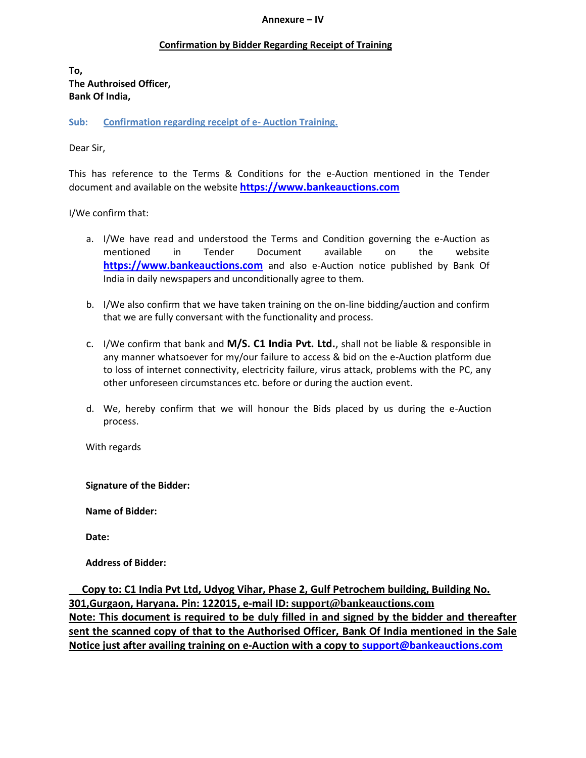**Annexure – IV**

**Confirmation by Bidder Regarding Receipt of Training**

**To,**
**The Authroised Officer,**
**Bank Of India,**

**Sub: Confirmation regarding receipt of e- Auction Training.**

Dear Sir,

This has reference to the Terms & Conditions for the e-Auction mentioned in the Tender document and available on the website **https://www.bankeauctions.com**

I/We confirm that:

a. I/We have read and understood the Terms and Condition governing the e-Auction as mentioned in Tender Document available on the website **https://www.bankeauctions.com** and also e-Auction notice published by Bank Of India in daily newspapers and unconditionally agree to them.

b. I/We also confirm that we have taken training on the on-line bidding/auction and confirm that we are fully conversant with the functionality and process.

c. I/We confirm that bank and **M/S. C1 India Pvt. Ltd.**, shall not be liable & responsible in any manner whatsoever for my/our failure to access & bid on the e-Auction platform due to loss of internet connectivity, electricity failure, virus attack, problems with the PC, any other unforeseen circumstances etc. before or during the auction event.

d. We, hereby confirm that we will honour the Bids placed by us during the e-Auction process.

With regards

**Signature of the Bidder:**

**Name of Bidder:**

**Date:**

**Address of Bidder:**

**Copy to: C1 India Pvt Ltd, Udyog Vihar, Phase 2, Gulf Petrochem building, Building No. 301,Gurgaon, Haryana. Pin: 122015, e-mail ID: support@bankeauctions.com**

**Note: This document is required to be duly filled in and signed by the bidder and thereafter sent the scanned copy of that to the Authorised Officer, Bank Of India mentioned in the Sale Notice just after availing training on e-Auction with a copy to support@bankeauctions.com**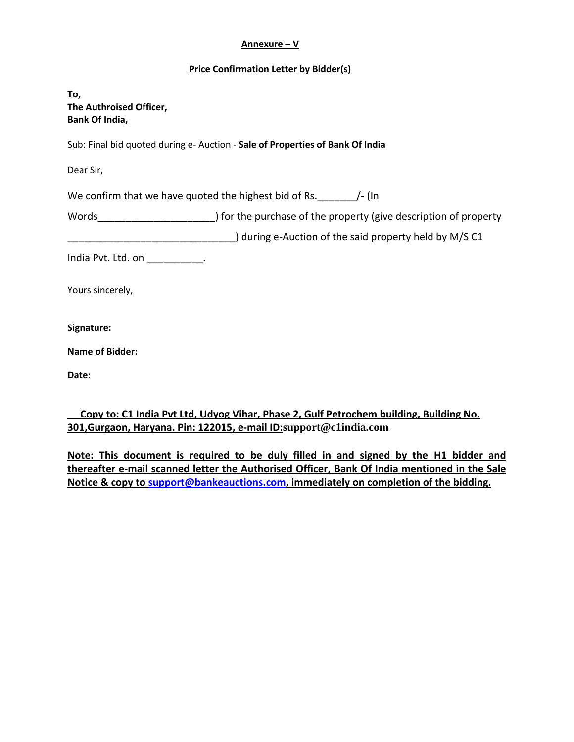**Annexure – V**

**Price Confirmation Letter by Bidder(s)**

**To,**
**The Authroised Officer,**
**Bank Of India,**

Sub: Final bid quoted during e- Auction - **Sale of Properties of Bank Of India**

Dear Sir,

We confirm that we have quoted the highest bid of Rs._______/- (In Words_____________________) for the purchase of the property (give description of property ______________________________) during e-Auction of the said property held by M/S C1 India Pvt. Ltd. on __________.

Yours sincerely,

**Signature:**

**Name of Bidder:**

**Date:**

**Copy to: C1 India Pvt Ltd, Udyog Vihar, Phase 2, Gulf Petrochem building, Building No. 301,Gurgaon, Haryana. Pin: 122015, e-mail ID:support@c1india.com**

**Note: This document is required to be duly filled in and signed by the H1 bidder and thereafter e-mail scanned letter the Authorised Officer, Bank Of India mentioned in the Sale Notice & copy to support@bankeauctions.com, immediately on completion of the bidding.**